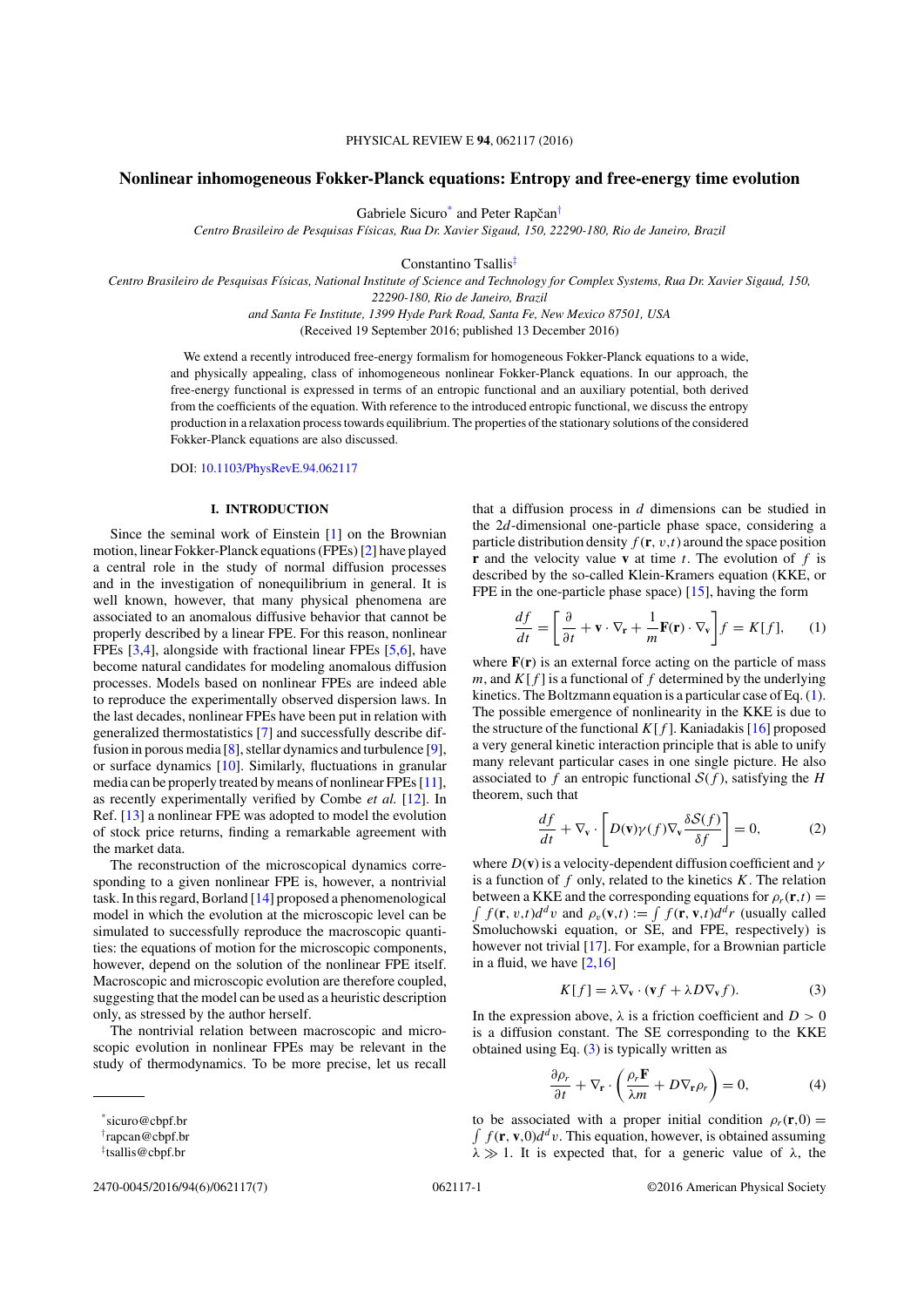# Nonlinear inhomogeneous Fokker-Planck equations: Entropy and free-energy time evolution

Gabriele Sicuro[*] and Peter Rapčan[†]

*Centro Brasileiro de Pesquisas Físicas, Rua Dr. Xavier Sigaud, 150, 22290-180, Rio de Janeiro, Brazil*

Constantino Tsallis[‡]

*Centro Brasileiro de Pesquisas Físicas, National Institute of Science and Technology for Complex Systems, Rua Dr. Xavier Sigaud, 150, 22290-180, Rio de Janeiro, Brazil*
*and Santa Fe Institute, 1399 Hyde Park Road, Santa Fe, New Mexico 87501, USA*

(Received 19 September 2016; published 13 December 2016)

We extend a recently introduced free-energy formalism for homogeneous Fokker-Planck equations to a wide, and physically appealing, class of inhomogeneous nonlinear Fokker-Planck equations. In our approach, the free-energy functional is expressed in terms of an entropic functional and an auxiliary potential, both derived from the coefficients of the equation. With reference to the introduced entropic functional, we discuss the entropy production in a relaxation process towards equilibrium. The properties of the stationary solutions of the considered Fokker-Planck equations are also discussed.

DOI: 10.1103/PhysRevE.94.062117

## I. INTRODUCTION

Since the seminal work of Einstein [1] on the Brownian motion, linear Fokker-Planck equations (FPEs) [2] have played a central role in the study of normal diffusion processes and in the investigation of nonequilibrium in general. It is well known, however, that many physical phenomena are associated to an anomalous diffusive behavior that cannot be properly described by a linear FPE. For this reason, nonlinear FPEs [3,4], alongside with fractional linear FPEs [5,6], have become natural candidates for modeling anomalous diffusion processes. Models based on nonlinear FPEs are indeed able to reproduce the experimentally observed dispersion laws. In the last decades, nonlinear FPEs have been put in relation with generalized thermostatistics [7] and successfully describe diffusion in porous media [8], stellar dynamics and turbulence [9], or surface dynamics [10]. Similarly, fluctuations in granular media can be properly treated by means of nonlinear FPEs [11], as recently experimentally verified by Combe *et al.* [12]. In Ref. [13] a nonlinear FPE was adopted to model the evolution of stock price returns, finding a remarkable agreement with the market data.

The reconstruction of the microscopical dynamics corresponding to a given nonlinear FPE is, however, a nontrivial task. In this regard, Borland [14] proposed a phenomenological model in which the evolution at the microscopic level can be simulated to successfully reproduce the macroscopic quantities: the equations of motion for the microscopic components, however, depend on the solution of the nonlinear FPE itself. Macroscopic and microscopic evolution are therefore coupled, suggesting that the model can be used as a heuristic description only, as stressed by the author herself.

The nontrivial relation between macroscopic and microscopic evolution in nonlinear FPEs may be relevant in the study of thermodynamics. To be more precise, let us recall that a diffusion process in $d$ dimensions can be studied in the $2d$-dimensional one-particle phase space, considering a particle distribution density $f(\mathbf{r},v,t)$ around the space position $\mathbf{r}$ and the velocity value $\mathbf{v}$ at time $t$. The evolution of $f$ is described by the so-called Klein-Kramers equation (KKE, or FPE in the one-particle phase space) [15], having the form

$$\frac{df}{dt} = \left[\frac{\partial}{\partial t} + \mathbf{v}\cdot\nabla_{\mathbf{r}} + \frac{1}{m}\mathbf{F}(\mathbf{r})\cdot\nabla_{\mathbf{v}}\right] f = K[f], \tag{1}$$

where $\mathbf{F}(\mathbf{r})$ is an external force acting on the particle of mass $m$, and $K[f]$ is a functional of $f$ determined by the underlying kinetics. The Boltzmann equation is a particular case of Eq. (1). The possible emergence of nonlinearity in the KKE is due to the structure of the functional $K[f]$. Kaniadakis [16] proposed a very general kinetic interaction principle that is able to unify many relevant particular cases in one single picture. He also associated to $f$ an entropic functional $\mathcal{S}(f)$, satisfying the $H$ theorem, such that

$$\frac{df}{dt} + \nabla_{\mathbf{v}}\cdot\left[D(\mathbf{v})\gamma(f)\nabla_{\mathbf{v}}\frac{\delta\mathcal{S}(f)}{\delta f}\right] = 0, \tag{2}$$

where $D(\mathbf{v})$ is a velocity-dependent diffusion coefficient and $\gamma$ is a function of $f$ only, related to the kinetics $K$. The relation between a KKE and the corresponding equations for $\rho_r(\mathbf{r},t) = \int f(\mathbf{r},v,t)d^d v$ and $\rho_v(\mathbf{v},t) := \int f(\mathbf{r},\mathbf{v},t)d^d r$ (usually called Smoluchowski equation, or SE, and FPE, respectively) is however not trivial [17]. For example, for a Brownian particle in a fluid, we have [2,16]

$$K[f] = \lambda\nabla_{\mathbf{v}}\cdot(\mathbf{v}f + \lambda D\nabla_{\mathbf{v}} f). \tag{3}$$

In the expression above, $\lambda$ is a friction coefficient and $D > 0$ is a diffusion constant. The SE corresponding to the KKE obtained using Eq. (3) is typically written as

$$\frac{\partial\rho_r}{\partial t} + \nabla_{\mathbf{r}}\cdot\left(\frac{\rho_r\mathbf{F}}{\lambda m} + D\nabla_{\mathbf{r}}\rho_r\right) = 0, \tag{4}$$

to be associated with a proper initial condition $\rho_r(\mathbf{r},0) = \int f(\mathbf{r},\mathbf{v},0)d^d v$. This equation, however, is obtained assuming $\lambda \gg 1$. It is expected that, for a generic value of $\lambda$, the

---

[*] sicuro@cbpf.br
[†] rapcan@cbpf.br
[‡] tsallis@cbpf.br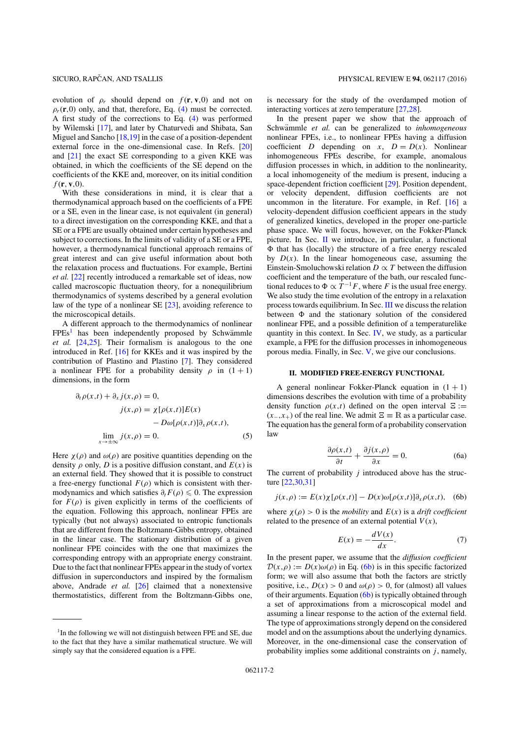evolution of $\rho_r$ should depend on $f(\mathbf{r},\mathbf{v},0)$ and not on $\rho_r(\mathbf{r},0)$ only, and that, therefore, Eq. (4) must be corrected. A first study of the corrections to Eq. (4) was performed by Wilemski [17], and later by Chaturvedi and Shibata, San Miguel and Sancho [18,19] in the case of a position-dependent external force in the one-dimensional case. In Refs. [20] and [21] the exact SE corresponding to a given KKE was obtained, in which the coefficients of the SE depend on the coefficients of the KKE and, moreover, on its initial condition $f(\mathbf{r},\mathbf{v},0)$.

With these considerations in mind, it is clear that a thermodynamical approach based on the coefficients of a FPE or a SE, even in the linear case, is not equivalent (in general) to a direct investigation on the corresponding KKE, and that a SE or a FPE are usually obtained under certain hypotheses and subject to corrections. In the limits of validity of a SE or a FPE, however, a thermodynamical functional approach remains of great interest and can give useful information about both the relaxation process and fluctuations. For example, Bertini *et al.* [22] recently introduced a remarkable set of ideas, now called macroscopic fluctuation theory, for a nonequilibrium thermodynamics of systems described by a general evolution law of the type of a nonlinear SE [23], avoiding reference to the microscopical details.

A different approach to the thermodynamics of nonlinear FPEs[1] has been independently proposed by Schwämmle *et al.* [24,25]. Their formalism is analogous to the one introduced in Ref. [16] for KKEs and it was inspired by the contribution of Plastino and Plastino [7]. They considered a nonlinear FPE for a probability density $\rho$ in $(1+1)$ dimensions, in the form

$$\begin{aligned}
\partial_t\rho(x,t)+\partial_x j(x,\rho)&=0,\\
j(x,\rho)&=\chi[\rho(x,t)]E(x)\\
&\quad-D\omega[\rho(x,t)]\partial_x\rho(x,t),\\
\lim_{x\to\pm\infty} j(x,\rho)&=0.
\end{aligned}\tag{5}$$

Here $\chi(\rho)$ and $\omega(\rho)$ are positive quantities depending on the density $\rho$ only, $D$ is a positive diffusion constant, and $E(x)$ is an external field. They showed that it is possible to construct a free-energy functional $F(\rho)$ which is consistent with thermodynamics and which satisfies $\partial_t F(\rho)\leqslant 0$. The expression for $F(\rho)$ is given explicitly in terms of the coefficients of the equation. Following this approach, nonlinear FPEs are typically (but not always) associated to entropic functionals that are different from the Boltzmann-Gibbs entropy, obtained in the linear case. The stationary distribution of a given nonlinear FPE coincides with the one that maximizes the corresponding entropy with an appropriate energy constraint. Due to the fact that nonlinear FPEs appear in the study of vortex diffusion in superconductors and inspired by the formalism above, Andrade *et al.* [26] claimed that a nonextensive thermostatistics, different from the Boltzmann-Gibbs one, is necessary for the study of the overdamped motion of interacting vortices at zero temperature [27,28].

In the present paper we show that the approach of Schwämmle *et al.* can be generalized to *inhomogeneous* nonlinear FPEs, i.e., to nonlinear FPEs having a diffusion coefficient $D$ depending on $x$, $D=D(x)$. Nonlinear inhomogeneous FPEs describe, for example, anomalous diffusion processes in which, in addition to the nonlinearity, a local inhomogeneity of the medium is present, inducing a space-dependent friction coefficient [29]. Position dependent, or velocity dependent, diffusion coefficients are not uncommon in the literature. For example, in Ref. [16] a velocity-dependent diffusion coefficient appears in the study of generalized kinetics, developed in the proper one-particle phase space. We will focus, however, on the Fokker-Planck picture. In Sec. II we introduce, in particular, a functional $\Phi$ that has (locally) the structure of a free energy rescaled by $D(x)$. In the linear homogeneous case, assuming the Einstein-Smoluchowski relation $D\propto T$ between the diffusion coefficient and the temperature of the bath, our rescaled functional reduces to $\Phi\propto T^{-1}F$, where $F$ is the usual free energy. We also study the time evolution of the entropy in a relaxation process towards equilibrium. In Sec. III we discuss the relation between $\Phi$ and the stationary solution of the considered nonlinear FPE, and a possible definition of a temperaturelike quantity in this context. In Sec. IV, we study, as a particular example, a FPE for the diffusion processes in inhomogeneous porous media. Finally, in Sec. V, we give our conclusions.

## II. MODIFIED FREE-ENERGY FUNCTIONAL

A general nonlinear Fokker-Planck equation in $(1+1)$ dimensions describes the evolution with time of a probability density function $\rho(x,t)$ defined on the open interval $\Xi:=(x_-,x_+)$ of the real line. We admit $\Xi\equiv\mathbb{R}$ as a particular case. The equation has the general form of a probability conservation law

$$\frac{\partial\rho(x,t)}{\partial t}+\frac{\partial j(x,\rho)}{\partial x}=0.\tag{6a}$$

The current of probability $j$ introduced above has the structure [22,30,31]

$$j(x,\rho):=E(x)\chi[\rho(x,t)]-D(x)\omega[\rho(x,t)]\partial_x\rho(x,t),\tag{6b}$$

where $\chi(\rho)>0$ is the *mobility* and $E(x)$ is a *drift coefficient* related to the presence of an external potential $V(x)$,

$$E(x)=-\frac{dV(x)}{dx}.\tag{7}$$

In the present paper, we assume that the *diffusion coefficient* $\mathcal{D}(x,\rho):=D(x)\omega(\rho)$ in Eq. (6b) is in this specific factorized form; we will also assume that both the factors are strictly positive, i.e., $D(x)>0$ and $\omega(\rho)>0$, for (almost) all values of their arguments. Equation (6b) is typically obtained through a set of approximations from a microscopical model and assuming a linear response to the action of the external field. The type of approximations strongly depend on the considered model and on the assumptions about the underlying dynamics. Moreover, in the one-dimensional case the conservation of probability implies some additional constraints on $j$, namely,

[1] In the following we will not distinguish between FPE and SE, due to the fact that they have a similar mathematical structure. We will simply say that the considered equation is a FPE.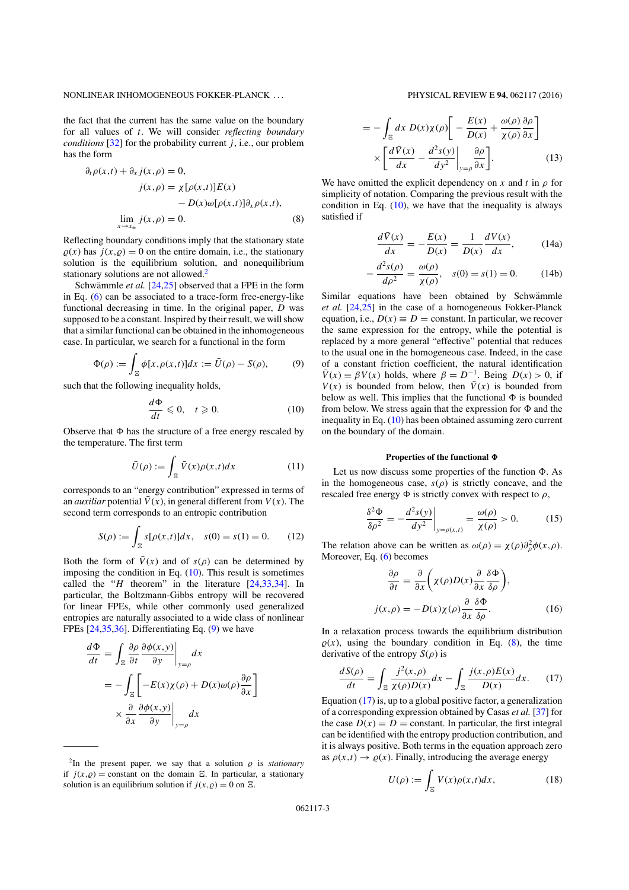the fact that the current has the same value on the boundary for all values of $t$. We will consider *reflecting boundary conditions* [32] for the probability current $j$, i.e., our problem has the form

$$\partial_t \rho(x,t) + \partial_x j(x,\rho) = 0,$$
$$j(x,\rho) = \chi[\rho(x,t)]E(x) - D(x)\omega[\rho(x,t)]\partial_x \rho(x,t),$$
$$\lim_{x\to x_\pm} j(x,\rho) = 0. \tag{8}$$

Reflecting boundary conditions imply that the stationary state $\varrho(x)$ has $j(x,\varrho) = 0$ on the entire domain, i.e., the stationary solution is the equilibrium solution, and nonequilibrium stationary solutions are not allowed.[2]

Schwämmle *et al.* [24,25] observed that a FPE in the form in Eq. (6) can be associated to a trace-form free-energy-like functional decreasing in time. In the original paper, $D$ was supposed to be a constant. Inspired by their result, we will show that a similar functional can be obtained in the inhomogeneous case. In particular, we search for a functional in the form

$$\Phi(\rho) := \int_\Xi \phi[x,\rho(x,t)]dx := \bar{U}(\rho) - S(\rho), \tag{9}$$

such that the following inequality holds,

$$\frac{d\Phi}{dt} \leqslant 0, \quad t \geqslant 0. \tag{10}$$

Observe that $\Phi$ has the structure of a free energy rescaled by the temperature. The first term

$$\bar{U}(\rho) := \int_\Xi \bar{V}(x)\rho(x,t)dx \tag{11}$$

corresponds to an "energy contribution" expressed in terms of an *auxiliar* potential $\bar{V}(x)$, in general different from $V(x)$. The second term corresponds to an entropic contribution

$$S(\rho) := \int_\Xi s[\rho(x,t)]dx, \quad s(0) = s(1) = 0. \tag{12}$$

Both the form of $\bar{V}(x)$ and of $s(\rho)$ can be determined by imposing the condition in Eq. (10). This result is sometimes called the "$H$ theorem" in the literature [24,33,34]. In particular, the Boltzmann-Gibbs entropy will be recovered for linear FPEs, while other commonly used generalized entropies are naturally associated to a wide class of nonlinear FPEs [24,35,36]. Differentiating Eq. (9) we have

$$\frac{d\Phi}{dt} = \int_\Xi \frac{\partial\rho}{\partial t}\left.\frac{\partial\phi(x,y)}{\partial y}\right|_{y=\rho}dx$$
$$= -\int_\Xi \left[-E(x)\chi(\rho) + D(x)\omega(\rho)\frac{\partial\rho}{\partial x}\right] \times \frac{\partial}{\partial x}\left.\frac{\partial\phi(x,y)}{\partial y}\right|_{y=\rho}dx$$
$$= -\int_\Xi dx\, D(x)\chi(\rho)\left[-\frac{E(x)}{D(x)} + \frac{\omega(\rho)}{\chi(\rho)}\frac{\partial\rho}{\partial x}\right] \times \left[\frac{d\bar{V}(x)}{dx} - \left.\frac{d^2 s(y)}{dy^2}\right|_{y=\rho}\frac{\partial\rho}{\partial x}\right]. \tag{13}$$

We have omitted the explicit dependency on $x$ and $t$ in $\rho$ for simplicity of notation. Comparing the previous result with the condition in Eq. (10), we have that the inequality is always satisfied if

$$\frac{d\bar{V}(x)}{dx} = -\frac{E(x)}{D(x)} = \frac{1}{D(x)}\frac{dV(x)}{dx}, \tag{14a}$$

$$-\frac{d^2 s(\rho)}{d\rho^2} = \frac{\omega(\rho)}{\chi(\rho)}, \quad s(0) = s(1) = 0. \tag{14b}$$

Similar equations have been obtained by Schwämmle *et al.* [24,25] in the case of a homogeneous Fokker-Planck equation, i.e., $D(x) \equiv D =$ constant. In particular, we recover the same expression for the entropy, while the potential is replaced by a more general "effective" potential that reduces to the usual one in the homogeneous case. Indeed, in the case of a constant friction coefficient, the natural identification $\bar{V}(x) \equiv \beta V(x)$ holds, where $\beta = D^{-1}$. Being $D(x) > 0$, if $V(x)$ is bounded from below, then $\bar{V}(x)$ is bounded from below as well. This implies that the functional $\Phi$ is bounded from below. We stress again that the expression for $\Phi$ and the inequality in Eq. (10) has been obtained assuming zero current on the boundary of the domain.

**Properties of the functional $\Phi$**

Let us now discuss some properties of the function $\Phi$. As in the homogeneous case, $s(\rho)$ is strictly concave, and the rescaled free energy $\Phi$ is strictly convex with respect to $\rho$,

$$\frac{\delta^2\Phi}{\delta\rho^2} = -\left.\frac{d^2 s(y)}{dy^2}\right|_{y=\rho(x,t)} = \frac{\omega(\rho)}{\chi(\rho)} > 0. \tag{15}$$

The relation above can be written as $\omega(\rho) = \chi(\rho)\partial^2_\rho\phi(x,\rho)$. Moreover, Eq. (6) becomes

$$\frac{\partial\rho}{\partial t} = \frac{\partial}{\partial x}\left(\chi(\rho)D(x)\frac{\partial}{\partial x}\frac{\delta\Phi}{\delta\rho}\right),$$
$$j(x,\rho) = -D(x)\chi(\rho)\frac{\partial}{\partial x}\frac{\delta\Phi}{\delta\rho}. \tag{16}$$

In a relaxation process towards the equilibrium distribution $\varrho(x)$, using the boundary condition in Eq. (8), the time derivative of the entropy $S(\rho)$ is

$$\frac{dS(\rho)}{dt} = \int_\Xi \frac{j^2(x,\rho)}{\chi(\rho)D(x)}dx - \int_\Xi \frac{j(x,\rho)E(x)}{D(x)}dx. \tag{17}$$

Equation (17) is, up to a global positive factor, a generalization of a corresponding expression obtained by Casas *et al.* [37] for the case $D(x) = D =$ constant. In particular, the first integral can be identified with the entropy production contribution, and it is always positive. Both terms in the equation approach zero as $\rho(x,t) \to \varrho(x)$. Finally, introducing the average energy

$$U(\rho) := \int_\Xi V(x)\rho(x,t)dx, \tag{18}$$

---

[2]In the present paper, we say that a solution $\varrho$ is *stationary* if $j(x,\varrho) =$ constant on the domain $\Xi$. In particular, a stationary solution is an equilibrium solution if $j(x,\varrho) = 0$ on $\Xi$.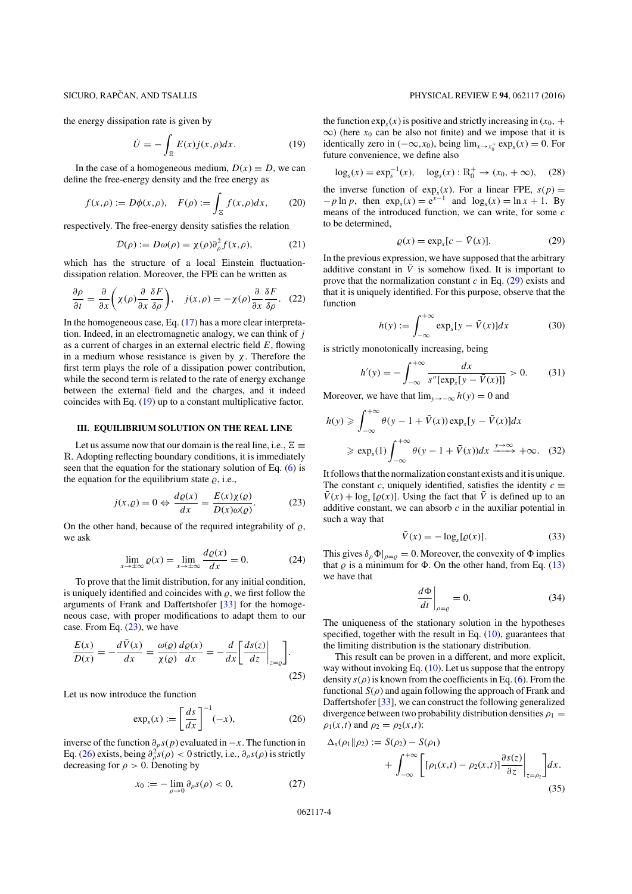the energy dissipation rate is given by

$$\dot{U} = -\int_{\Xi} E(x) j(x,\rho) dx. \tag{19}$$

In the case of a homogeneous medium, $D(x) \equiv D$, we can define the free-energy density and the free energy as

$$f(x,\rho) := D\phi(x,\rho), \quad F(\rho) := \int_{\Xi} f(x,\rho) dx, \tag{20}$$

respectively. The free-energy density satisfies the relation

$$\mathcal{D}(\rho) := D\omega(\rho) = \chi(\rho)\partial_\rho^2 f(x,\rho), \tag{21}$$

which has the structure of a local Einstein fluctuation-dissipation relation. Moreover, the FPE can be written as

$$\frac{\partial \rho}{\partial t} = \frac{\partial}{\partial x}\left(\chi(\rho)\frac{\partial}{\partial x}\frac{\delta F}{\delta \rho}\right), \quad j(x,\rho) = -\chi(\rho)\frac{\partial}{\partial x}\frac{\delta F}{\delta \rho}. \tag{22}$$

In the homogeneous case, Eq. (17) has a more clear interpretation. Indeed, in an electromagnetic analogy, we can think of $j$ as a current of charges in an external electric field $E$, flowing in a medium whose resistance is given by $\chi$. Therefore the first term plays the role of a dissipation power contribution, while the second term is related to the rate of energy exchange between the external field and the charges, and it indeed coincides with Eq. (19) up to a constant multiplicative factor.

## III. EQUILIBRIUM SOLUTION ON THE REAL LINE

Let us assume now that our domain is the real line, i.e., $\Xi \equiv \mathbb{R}$. Adopting reflecting boundary conditions, it is immediately seen that the equation for the stationary solution of Eq. (6) is the equation for the equilibrium state $\varrho$, i.e.,

$$j(x,\varrho) = 0 \Leftrightarrow \frac{d\varrho(x)}{dx} = \frac{E(x)\chi(\varrho)}{D(x)\omega(\varrho)}. \tag{23}$$

On the other hand, because of the required integrability of $\varrho$, we ask

$$\lim_{x\to\pm\infty} \varrho(x) = \lim_{x\to\pm\infty} \frac{d\varrho(x)}{dx} = 0. \tag{24}$$

To prove that the limit distribution, for any initial condition, is uniquely identified and coincides with $\varrho$, we first follow the arguments of Frank and Daffertshofer [33] for the homogeneous case, with proper modifications to adapt them to our case. From Eq. (23), we have

$$\frac{E(x)}{D(x)} = -\frac{d\bar{V}(x)}{dx} = \frac{\omega(\varrho)}{\chi(\varrho)}\frac{d\varrho(x)}{dx} = -\frac{d}{dx}\left[\left.\frac{ds(z)}{dz}\right|_{z=\varrho}\right]. \tag{25}$$

Let us now introduce the function

$$\exp_s(x) := \left[\frac{ds}{dx}\right]^{-1}(-x), \tag{26}$$

inverse of the function $\partial_p s(p)$ evaluated in $-x$. The function in Eq. (26) exists, being $\partial_\rho^2 s(\rho) < 0$ strictly, i.e., $\partial_\rho s(\rho)$ is strictly decreasing for $\rho > 0$. Denoting by

$$x_0 := -\lim_{\rho\to 0} \partial_\rho s(\rho) < 0, \tag{27}$$

the function $\exp_s(x)$ is positive and strictly increasing in $(x_0,+\infty)$ (here $x_0$ can be also not finite) and we impose that it is identically zero in $(-\infty,x_0)$, being $\lim_{x\to x_0^+}\exp_s(x) = 0$. For future convenience, we define also

$$\log_s(x) = \exp_s^{-1}(x), \quad \log_s(x) : \mathbb{R}_0^+ \to (x_0,+\infty), \tag{28}$$

the inverse function of $\exp_s(x)$. For a linear FPE, $s(p) = -p\ln p$, then $\exp_s(x) = e^{x-1}$ and $\log_s(x) = \ln x + 1$. By means of the introduced function, we can write, for some $c$ to be determined,

$$\varrho(x) = \exp_s[c - \bar{V}(x)]. \tag{29}$$

In the previous expression, we have supposed that the arbitrary additive constant in $\bar{V}$ is somehow fixed. It is important to prove that the normalization constant $c$ in Eq. (29) exists and that it is uniquely identified. For this purpose, observe that the function

$$h(y) := \int_{-\infty}^{+\infty} \exp_s[y - \bar{V}(x)] dx \tag{30}$$

is strictly monotonically increasing, being

$$h'(y) = -\int_{-\infty}^{+\infty} \frac{dx}{s''\{\exp_s[y - \bar{V}(x)]\}} > 0. \tag{31}$$

Moreover, we have that $\lim_{y\to-\infty} h(y) = 0$ and

$$\begin{aligned} h(y) &\geqslant \int_{-\infty}^{+\infty} \theta(y - 1 + \bar{V}(x)) \exp_s[y - \bar{V}(x)] dx \\ &\geqslant \exp_s(1) \int_{-\infty}^{+\infty} \theta(y - 1 + \bar{V}(x)) dx \xrightarrow{y\to\infty} +\infty. \end{aligned} \tag{32}$$

It follows that the normalization constant exists and it is unique. The constant $c$, uniquely identified, satisfies the identity $c \equiv \bar{V}(x) + \log_s[\varrho(x)]$. Using the fact that $\bar{V}$ is defined up to an additive constant, we can absorb $c$ in the auxiliar potential in such a way that

$$\bar{V}(x) = -\log_s[\varrho(x)]. \tag{33}$$

This gives $\delta_\rho \Phi|_{\rho=\varrho} = 0$. Moreover, the convexity of $\Phi$ implies that $\varrho$ is a minimum for $\Phi$. On the other hand, from Eq. (13) we have that

$$\left.\frac{d\Phi}{dt}\right|_{\rho=\varrho} = 0. \tag{34}$$

The uniqueness of the stationary solution in the hypotheses specified, together with the result in Eq. (10), guarantees that the limiting distribution is the stationary distribution.

This result can be proven in a different, and more explicit, way without invoking Eq. (10). Let us suppose that the entropy density $s(\rho)$ is known from the coefficients in Eq. (6). From the functional $S(\rho)$ and again following the approach of Frank and Daffertshofer [33], we can construct the following generalized divergence between two probability distribution densities $\rho_1 = \rho_1(x,t)$ and $\rho_2 = \rho_2(x,t)$:

$$\begin{aligned} \Delta_s(\rho_1\|\rho_2) := {} & S(\rho_2) - S(\rho_1) \\ & + \int_{-\infty}^{+\infty} \left[[\rho_1(x,t) - \rho_2(x,t)]\left.\frac{\partial s(z)}{\partial z}\right|_{z=\rho_2}\right] dx. \end{aligned} \tag{35}$$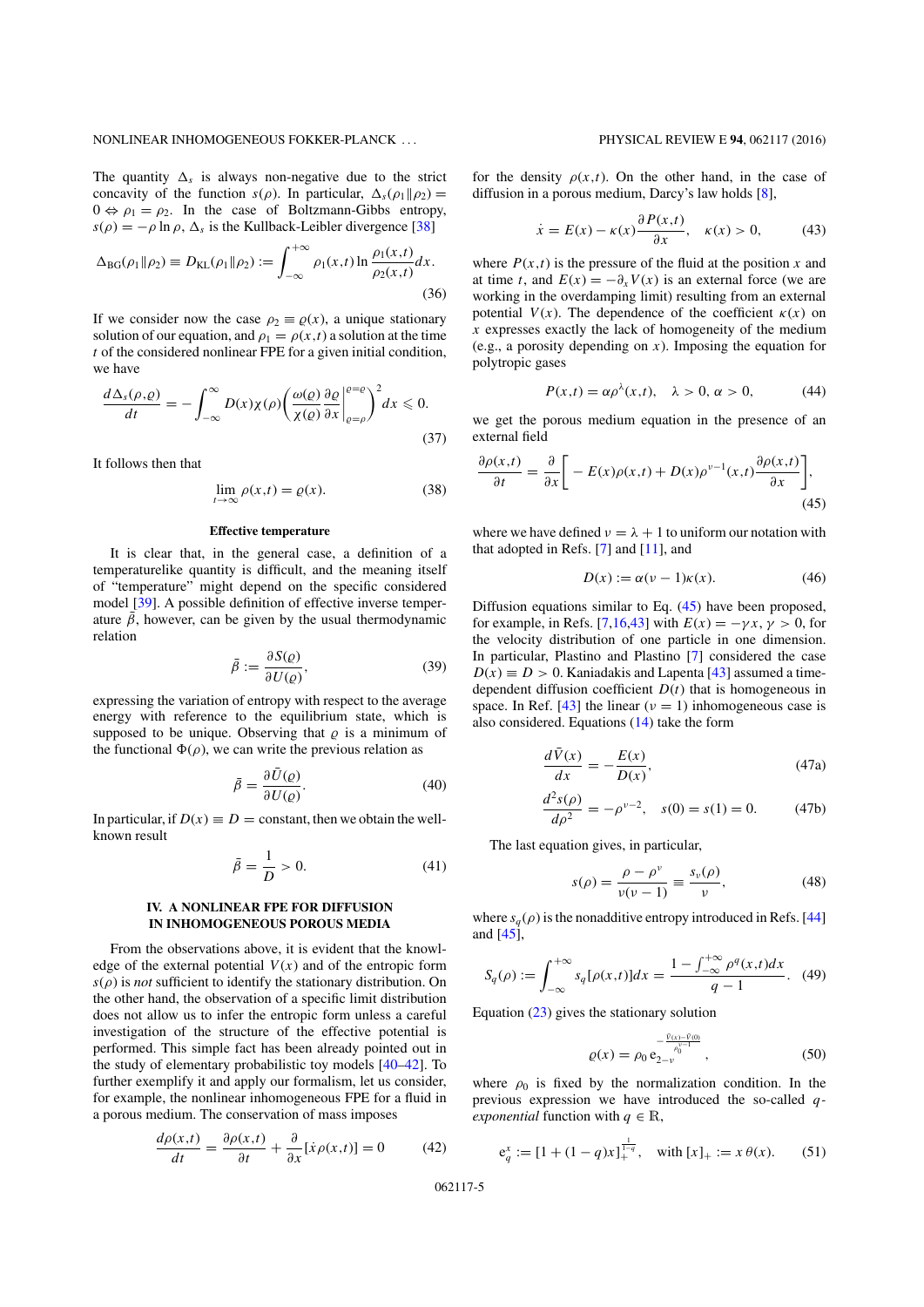The quantity $\Delta_s$ is always non-negative due to the strict concavity of the function $s(\rho)$. In particular, $\Delta_s(\rho_1\|\rho_2) = 0 \Leftrightarrow \rho_1 = \rho_2$. In the case of Boltzmann-Gibbs entropy, $s(\rho) = -\rho \ln \rho$, $\Delta_s$ is the Kullback-Leibler divergence [38]

$$\Delta_{\mathrm{BG}}(\rho_1\|\rho_2) \equiv D_{\mathrm{KL}}(\rho_1\|\rho_2) := \int_{-\infty}^{+\infty} \rho_1(x,t) \ln \frac{\rho_1(x,t)}{\rho_2(x,t)} dx. \tag{36}$$

If we consider now the case $\rho_2 \equiv \varrho(x)$, a unique stationary solution of our equation, and $\rho_1 = \rho(x,t)$ a solution at the time $t$ of the considered nonlinear FPE for a given initial condition, we have

$$\frac{d\Delta_s(\rho,\varrho)}{dt} = -\int_{-\infty}^{\infty} D(x)\chi(\rho)\left(\frac{\omega(\varrho)}{\chi(\varrho)}\frac{\partial \varrho}{\partial x}\bigg|_{\varrho=\rho}^{\varrho=\varrho}\right)^2 dx \leqslant 0. \tag{37}$$

It follows then that

$$\lim_{t\to\infty} \rho(x,t) = \varrho(x). \tag{38}$$

### Effective temperature

It is clear that, in the general case, a definition of a temperaturelike quantity is difficult, and the meaning itself of "temperature" might depend on the specific considered model [39]. A possible definition of effective inverse temperature $\bar{\beta}$, however, can be given by the usual thermodynamic relation

$$\bar{\beta} := \frac{\partial S(\varrho)}{\partial U(\varrho)}, \tag{39}$$

expressing the variation of entropy with respect to the average energy with reference to the equilibrium state, which is supposed to be unique. Observing that $\varrho$ is a minimum of the functional $\Phi(\rho)$, we can write the previous relation as

$$\bar{\beta} = \frac{\partial \bar{U}(\varrho)}{\partial U(\varrho)}. \tag{40}$$

In particular, if $D(x) \equiv D =$ constant, then we obtain the well-known result

$$\bar{\beta} = \frac{1}{D} > 0. \tag{41}$$

## IV. A NONLINEAR FPE FOR DIFFUSION IN INHOMOGENEOUS POROUS MEDIA

From the observations above, it is evident that the knowledge of the external potential $V(x)$ and of the entropic form $s(\rho)$ is *not* sufficient to identify the stationary distribution. On the other hand, the observation of a specific limit distribution does not allow us to infer the entropic form unless a careful investigation of the structure of the effective potential is performed. This simple fact has been already pointed out in the study of elementary probabilistic toy models [40–42]. To further exemplify it and apply our formalism, let us consider, for example, the nonlinear inhomogeneous FPE for a fluid in a porous medium. The conservation of mass imposes

$$\frac{d\rho(x,t)}{dt} = \frac{\partial \rho(x,t)}{\partial t} + \frac{\partial}{\partial x}[\dot{x}\rho(x,t)] = 0 \tag{42}$$

for the density $\rho(x,t)$. On the other hand, in the case of diffusion in a porous medium, Darcy's law holds [8],

$$\dot{x} = E(x) - \kappa(x)\frac{\partial P(x,t)}{\partial x}, \quad \kappa(x) > 0, \tag{43}$$

where $P(x,t)$ is the pressure of the fluid at the position $x$ and at time $t$, and $E(x) = -\partial_x V(x)$ is an external force (we are working in the overdamping limit) resulting from an external potential $V(x)$. The dependence of the coefficient $\kappa(x)$ on $x$ expresses exactly the lack of homogeneity of the medium (e.g., a porosity depending on $x$). Imposing the equation for polytropic gases

$$P(x,t) = \alpha\rho^{\lambda}(x,t), \quad \lambda > 0, \alpha > 0, \tag{44}$$

we get the porous medium equation in the presence of an external field

$$\frac{\partial \rho(x,t)}{\partial t} = \frac{\partial}{\partial x}\left[-E(x)\rho(x,t) + D(x)\rho^{\nu-1}(x,t)\frac{\partial \rho(x,t)}{\partial x}\right], \tag{45}$$

where we have defined $\nu = \lambda + 1$ to uniform our notation with that adopted in Refs. [7] and [11], and

$$D(x) := \alpha(\nu-1)\kappa(x). \tag{46}$$

Diffusion equations similar to Eq. (45) have been proposed, for example, in Refs. [7,16,43] with $E(x) = -\gamma x$, $\gamma > 0$, for the velocity distribution of one particle in one dimension. In particular, Plastino and Plastino [7] considered the case $D(x) \equiv D > 0$. Kaniadakis and Lapenta [43] assumed a time-dependent diffusion coefficient $D(t)$ that is homogeneous in space. In Ref. [43] the linear ($\nu = 1$) inhomogeneous case is also considered. Equations (14) take the form

$$\frac{d\bar{V}(x)}{dx} = -\frac{E(x)}{D(x)}, \tag{47a}$$

$$\frac{d^2 s(\rho)}{d\rho^2} = -\rho^{\nu-2}, \quad s(0) = s(1) = 0. \tag{47b}$$

The last equation gives, in particular,

$$s(\rho) = \frac{\rho - \rho^{\nu}}{\nu(\nu-1)} \equiv \frac{s_\nu(\rho)}{\nu}, \tag{48}$$

where $s_q(\rho)$ is the nonadditive entropy introduced in Refs. [44] and [45],

$$S_q(\rho) := \int_{-\infty}^{+\infty} s_q[\rho(x,t)]dx = \frac{1 - \int_{-\infty}^{+\infty}\rho^q(x,t)dx}{q-1}. \tag{49}$$

Equation (23) gives the stationary solution

$$\varrho(x) = \rho_0\, \mathrm{e}_{2-\nu}^{-\frac{\bar{V}(x)-\bar{V}(0)}{\rho_0^{\nu-1}}}, \tag{50}$$

where $\rho_0$ is fixed by the normalization condition. In the previous expression we have introduced the so-called $q$-*exponential* function with $q \in \mathbb{R}$,

$$\mathrm{e}_q^x := [1 + (1-q)x]_+^{\frac{1}{1-q}}, \quad \text{with } [x]_+ := x\,\theta(x). \tag{51}$$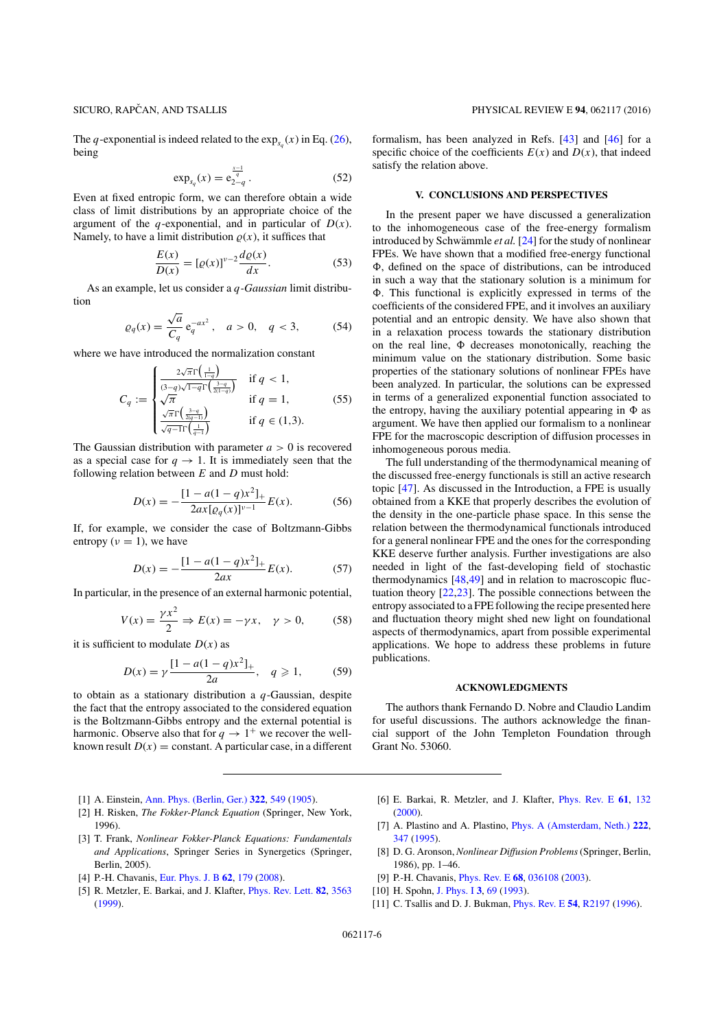The $q$-exponential is indeed related to the $\exp_{s_q}(x)$ in Eq. (26), being

$$\exp_{s_q}(x) = e_{2-q}^{\frac{x-1}{q}}. \tag{52}$$

Even at fixed entropic form, we can therefore obtain a wide class of limit distributions by an appropriate choice of the argument of the $q$-exponential, and in particular of $D(x)$. Namely, to have a limit distribution $\varrho(x)$, it suffices that

$$\frac{E(x)}{D(x)} = [\varrho(x)]^{\nu-2}\frac{d\varrho(x)}{dx}. \tag{53}$$

As an example, let us consider a $q$-*Gaussian* limit distribution

$$\varrho_q(x) = \frac{\sqrt{a}}{C_q}\, e_q^{-ax^2}, \quad a > 0, \quad q < 3, \tag{54}$$

where we have introduced the normalization constant

$$C_q := \begin{cases} \frac{2\sqrt{\pi}\,\Gamma\left(\frac{1}{1-q}\right)}{(3-q)\sqrt{1-q}\,\Gamma\left(\frac{3-q}{2(1-q)}\right)} & \text{if } q < 1,\\ \sqrt{\pi} & \text{if } q = 1,\\ \frac{\sqrt{\pi}\,\Gamma\left(\frac{3-q}{2(q-1)}\right)}{\sqrt{q-1}\,\Gamma\left(\frac{1}{q-1}\right)} & \text{if } q \in (1,3). \end{cases} \tag{55}$$

The Gaussian distribution with parameter $a > 0$ is recovered as a special case for $q \to 1$. It is immediately seen that the following relation between $E$ and $D$ must hold:

$$D(x) = -\frac{[1 - a(1-q)x^2]_+}{2ax[\varrho_q(x)]^{\nu-1}}E(x). \tag{56}$$

If, for example, we consider the case of Boltzmann-Gibbs entropy ($\nu = 1$), we have

$$D(x) = -\frac{[1 - a(1-q)x^2]_+}{2ax}E(x). \tag{57}$$

In particular, in the presence of an external harmonic potential,

$$V(x) = \frac{\gamma x^2}{2} \Rightarrow E(x) = -\gamma x, \quad \gamma > 0, \tag{58}$$

it is sufficient to modulate $D(x)$ as

$$D(x) = \gamma\frac{[1 - a(1-q)x^2]_+}{2a}, \quad q \geqslant 1, \tag{59}$$

to obtain as a stationary distribution a $q$-Gaussian, despite the fact that the entropy associated to the considered equation is the Boltzmann-Gibbs entropy and the external potential is harmonic. Observe also that for $q \to 1^+$ we recover the well-known result $D(x) = \text{constant}$. A particular case, in a different formalism, has been analyzed in Refs. [43] and [46] for a specific choice of the coefficients $E(x)$ and $D(x)$, that indeed satisfy the relation above.

## V. CONCLUSIONS AND PERSPECTIVES

In the present paper we have discussed a generalization to the inhomogeneous case of the free-energy formalism introduced by Schwämmle *et al.* [24] for the study of nonlinear FPEs. We have shown that a modified free-energy functional $\Phi$, defined on the space of distributions, can be introduced in such a way that the stationary solution is a minimum for $\Phi$. This functional is explicitly expressed in terms of the coefficients of the considered FPE, and it involves an auxiliary potential and an entropic density. We have also shown that in a relaxation process towards the stationary distribution on the real line, $\Phi$ decreases monotonically, reaching the minimum value on the stationary distribution. Some basic properties of the stationary solutions of nonlinear FPEs have been analyzed. In particular, the solutions can be expressed in terms of a generalized exponential function associated to the entropy, having the auxiliary potential appearing in $\Phi$ as argument. We have then applied our formalism to a nonlinear FPE for the macroscopic description of diffusion processes in inhomogeneous porous media.

The full understanding of the thermodynamical meaning of the discussed free-energy functionals is still an active research topic [47]. As discussed in the Introduction, a FPE is usually obtained from a KKE that properly describes the evolution of the density in the one-particle phase space. In this sense the relation between the thermodynamical functionals introduced for a general nonlinear FPE and the ones for the corresponding KKE deserve further analysis. Further investigations are also needed in light of the fast-developing field of stochastic thermodynamics [48,49] and in relation to macroscopic fluctuation theory [22,23]. The possible connections between the entropy associated to a FPE following the recipe presented here and fluctuation theory might shed new light on foundational aspects of thermodynamics, apart from possible experimental applications. We hope to address these problems in future publications.

## ACKNOWLEDGMENTS

The authors thank Fernando D. Nobre and Claudio Landim for useful discussions. The authors acknowledge the financial support of the John Templeton Foundation through Grant No. 53060.

[1] A. Einstein, Ann. Phys. (Berlin, Ger.) **322**, 549 (1905).

[2] H. Risken, *The Fokker-Planck Equation* (Springer, New York, 1996).

[3] T. Frank, *Nonlinear Fokker-Planck Equations: Fundamentals and Applications*, Springer Series in Synergetics (Springer, Berlin, 2005).

[4] P.-H. Chavanis, Eur. Phys. J. B **62**, 179 (2008).

[5] R. Metzler, E. Barkai, and J. Klafter, Phys. Rev. Lett. **82**, 3563 (1999).

[6] E. Barkai, R. Metzler, and J. Klafter, Phys. Rev. E **61**, 132 (2000).

[7] A. Plastino and A. Plastino, Phys. A (Amsterdam, Neth.) **222**, 347 (1995).

[8] D. G. Aronson, *Nonlinear Diffusion Problems* (Springer, Berlin, 1986), pp. 1–46.

[9] P.-H. Chavanis, Phys. Rev. E **68**, 036108 (2003).

[10] H. Spohn, J. Phys. I **3**, 69 (1993).

[11] C. Tsallis and D. J. Bukman, Phys. Rev. E **54**, R2197 (1996).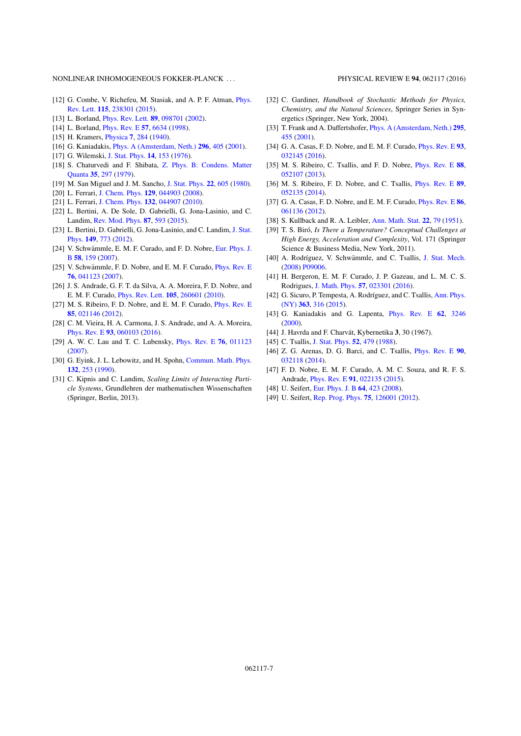[12] G. Combe, V. Richefeu, M. Stasiak, and A. P. F. Atman, Phys. Rev. Lett. **115**, 238301 (2015).

[13] L. Borland, Phys. Rev. Lett. **89**, 098701 (2002).

[14] L. Borland, Phys. Rev. E **57**, 6634 (1998).

[15] H. Kramers, Physica **7**, 284 (1940).

[16] G. Kaniadakis, Phys. A (Amsterdam, Neth.) **296**, 405 (2001).

[17] G. Wilemski, J. Stat. Phys. **14**, 153 (1976).

[18] S. Chaturvedi and F. Shibata, Z. Phys. B: Condens. Matter Quanta **35**, 297 (1979).

[19] M. San Miguel and J. M. Sancho, J. Stat. Phys. **22**, 605 (1980).

[20] L. Ferrari, J. Chem. Phys. **129**, 044903 (2008).

[21] L. Ferrari, J. Chem. Phys. **132**, 044907 (2010).

[22] L. Bertini, A. De Sole, D. Gabrielli, G. Jona-Lasinio, and C. Landim, Rev. Mod. Phys. **87**, 593 (2015).

[23] L. Bertini, D. Gabrielli, G. Jona-Lasinio, and C. Landim, J. Stat. Phys. **149**, 773 (2012).

[24] V. Schwämmle, E. M. F. Curado, and F. D. Nobre, Eur. Phys. J. B **58**, 159 (2007).

[25] V. Schwämmle, F. D. Nobre, and E. M. F. Curado, Phys. Rev. E **76**, 041123 (2007).

[26] J. S. Andrade, G. F. T. da Silva, A. A. Moreira, F. D. Nobre, and E. M. F. Curado, Phys. Rev. Lett. **105**, 260601 (2010).

[27] M. S. Ribeiro, F. D. Nobre, and E. M. F. Curado, Phys. Rev. E **85**, 021146 (2012).

[28] C. M. Vieira, H. A. Carmona, J. S. Andrade, and A. A. Moreira, Phys. Rev. E **93**, 060103 (2016).

[29] A. W. C. Lau and T. C. Lubensky, Phys. Rev. E **76**, 011123 (2007).

[30] G. Eyink, J. L. Lebowitz, and H. Spohn, Commun. Math. Phys. **132**, 253 (1990).

[31] C. Kipnis and C. Landim, *Scaling Limits of Interacting Particle Systems*, Grundlehren der mathematischen Wissenschaften (Springer, Berlin, 2013).

[32] C. Gardiner, *Handbook of Stochastic Methods for Physics, Chemistry, and the Natural Sciences*, Springer Series in Synergetics (Springer, New York, 2004).

[33] T. Frank and A. Daffertshofer, Phys. A (Amsterdam, Neth.) **295**, 455 (2001).

[34] G. A. Casas, F. D. Nobre, and E. M. F. Curado, Phys. Rev. E **93**, 032145 (2016).

[35] M. S. Ribeiro, C. Tsallis, and F. D. Nobre, Phys. Rev. E **88**, 052107 (2013).

[36] M. S. Ribeiro, F. D. Nobre, and C. Tsallis, Phys. Rev. E **89**, 052135 (2014).

[37] G. A. Casas, F. D. Nobre, and E. M. F. Curado, Phys. Rev. E **86**, 061136 (2012).

[38] S. Kullback and R. A. Leibler, Ann. Math. Stat. **22**, 79 (1951).

[39] T. S. Biró, *Is There a Temperature? Conceptual Challenges at High Energy, Acceleration and Complexity*, Vol. 171 (Springer Science & Business Media, New York, 2011).

[40] A. Rodríguez, V. Schwämmle, and C. Tsallis, J. Stat. Mech. (2008) P09006.

[41] H. Bergeron, E. M. F. Curado, J. P. Gazeau, and L. M. C. S. Rodrigues, J. Math. Phys. **57**, 023301 (2016).

[42] G. Sicuro, P. Tempesta, A. Rodríguez, and C. Tsallis, Ann. Phys. (NY) **363**, 316 (2015).

[43] G. Kaniadakis and G. Lapenta, Phys. Rev. E **62**, 3246 (2000).

[44] J. Havrda and F. Charvát, Kybernetika **3**, 30 (1967).

[45] C. Tsallis, J. Stat. Phys. **52**, 479 (1988).

[46] Z. G. Arenas, D. G. Barci, and C. Tsallis, Phys. Rev. E **90**, 032118 (2014).

[47] F. D. Nobre, E. M. F. Curado, A. M. C. Souza, and R. F. S. Andrade, Phys. Rev. E **91**, 022135 (2015).

[48] U. Seifert, Eur. Phys. J. B **64**, 423 (2008).

[49] U. Seifert, Rep. Prog. Phys. **75**, 126001 (2012).